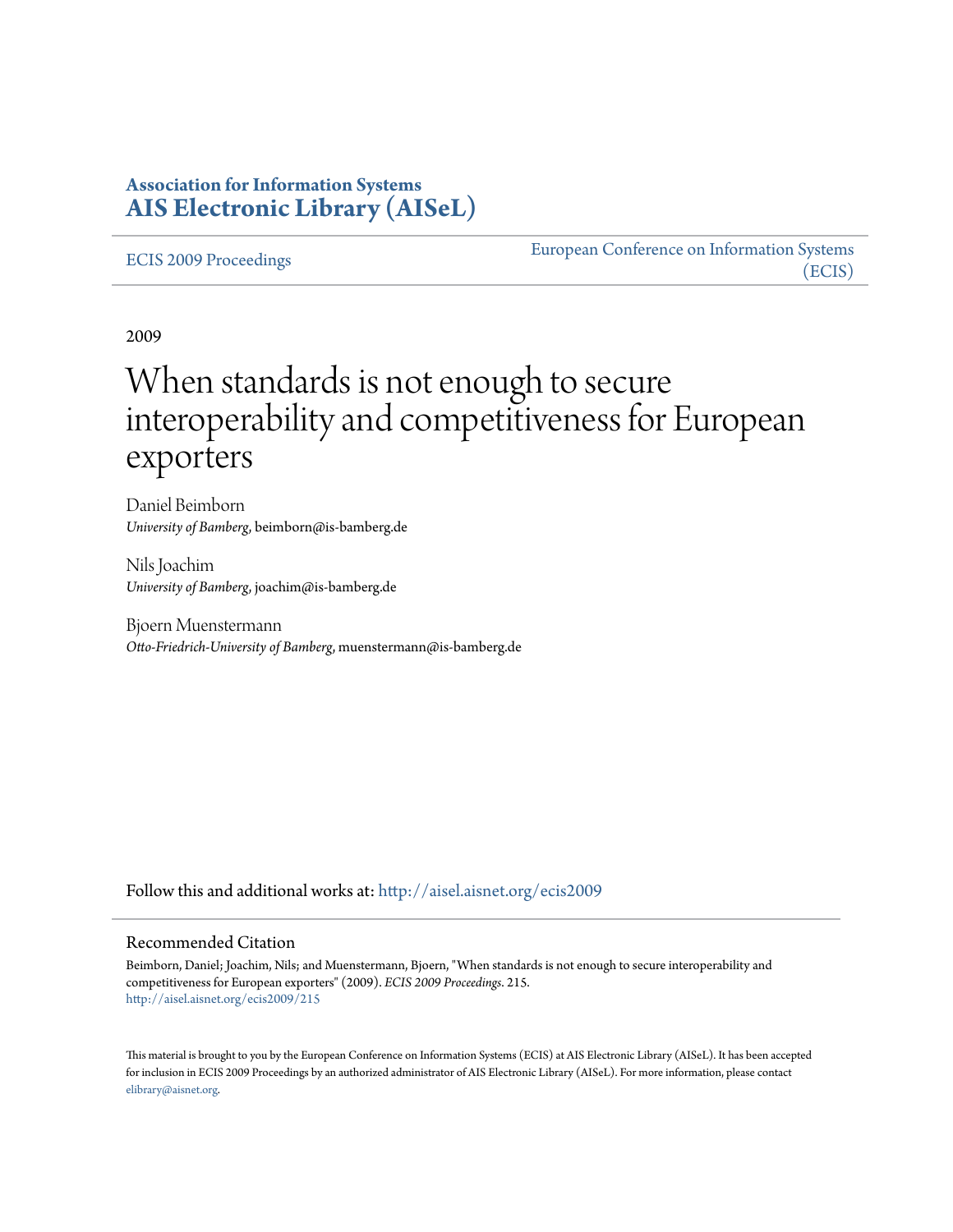**Association for Information Systems**
**AIS Electronic Library (AISeL)**

ECIS 2009 Proceedings

European Conference on Information Systems (ECIS)

2009

# When standards is not enough to secure interoperability and competitiveness for European exporters

Daniel Beimborn
*University of Bamberg*, beimborn@is-bamberg.de

Nils Joachim
*University of Bamberg*, joachim@is-bamberg.de

Bjoern Muenstermann
*Otto-Friedrich-University of Bamberg*, muenstermann@is-bamberg.de

Follow this and additional works at: http://aisel.aisnet.org/ecis2009

## Recommended Citation

Beimborn, Daniel; Joachim, Nils; and Muenstermann, Bjoern, "When standards is not enough to secure interoperability and competitiveness for European exporters" (2009). *ECIS 2009 Proceedings*. 215.
http://aisel.aisnet.org/ecis2009/215

This material is brought to you by the European Conference on Information Systems (ECIS) at AIS Electronic Library (AISeL). It has been accepted for inclusion in ECIS 2009 Proceedings by an authorized administrator of AIS Electronic Library (AISeL). For more information, please contact elibrary@aisnet.org.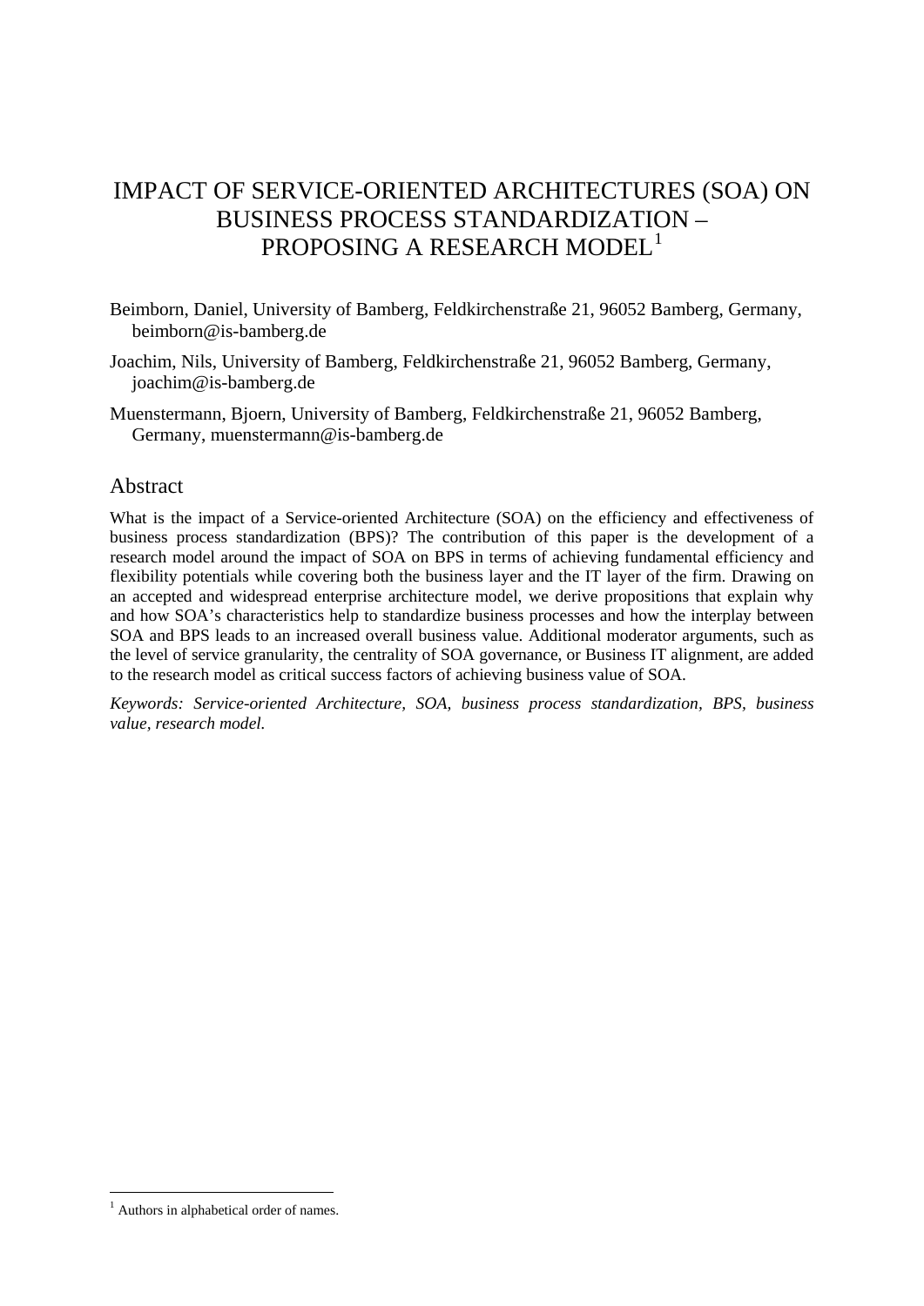# IMPACT OF SERVICE-ORIENTED ARCHITECTURES (SOA) ON BUSINESS PROCESS STANDARDIZATION – PROPOSING A RESEARCH MODEL[1]

Beimborn, Daniel, University of Bamberg, Feldkirchenstraße 21, 96052 Bamberg, Germany, beimborn@is-bamberg.de

Joachim, Nils, University of Bamberg, Feldkirchenstraße 21, 96052 Bamberg, Germany, joachim@is-bamberg.de

Muenstermann, Bjoern, University of Bamberg, Feldkirchenstraße 21, 96052 Bamberg, Germany, muenstermann@is-bamberg.de

## Abstract

What is the impact of a Service-oriented Architecture (SOA) on the efficiency and effectiveness of business process standardization (BPS)? The contribution of this paper is the development of a research model around the impact of SOA on BPS in terms of achieving fundamental efficiency and flexibility potentials while covering both the business layer and the IT layer of the firm. Drawing on an accepted and widespread enterprise architecture model, we derive propositions that explain why and how SOA's characteristics help to standardize business processes and how the interplay between SOA and BPS leads to an increased overall business value. Additional moderator arguments, such as the level of service granularity, the centrality of SOA governance, or Business IT alignment, are added to the research model as critical success factors of achieving business value of SOA.

*Keywords: Service-oriented Architecture, SOA, business process standardization, BPS, business value, research model.*

[1] Authors in alphabetical order of names.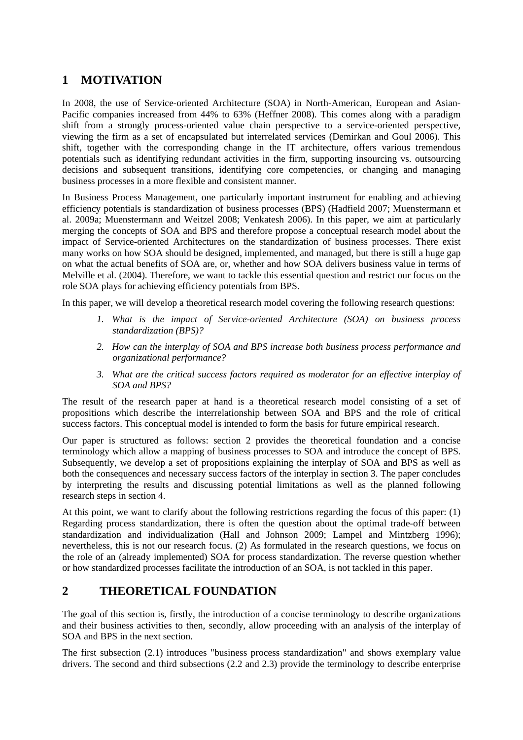# 1 MOTIVATION

In 2008, the use of Service-oriented Architecture (SOA) in North-American, European and Asian-Pacific companies increased from 44% to 63% (Heffner 2008). This comes along with a paradigm shift from a strongly process-oriented value chain perspective to a service-oriented perspective, viewing the firm as a set of encapsulated but interrelated services (Demirkan and Goul 2006). This shift, together with the corresponding change in the IT architecture, offers various tremendous potentials such as identifying redundant activities in the firm, supporting insourcing vs. outsourcing decisions and subsequent transitions, identifying core competencies, or changing and managing business processes in a more flexible and consistent manner.

In Business Process Management, one particularly important instrument for enabling and achieving efficiency potentials is standardization of business processes (BPS) (Hadfield 2007; Muenstermann et al. 2009a; Muenstermann and Weitzel 2008; Venkatesh 2006). In this paper, we aim at particularly merging the concepts of SOA and BPS and therefore propose a conceptual research model about the impact of Service-oriented Architectures on the standardization of business processes. There exist many works on how SOA should be designed, implemented, and managed, but there is still a huge gap on what the actual benefits of SOA are, or, whether and how SOA delivers business value in terms of Melville et al. (2004). Therefore, we want to tackle this essential question and restrict our focus on the role SOA plays for achieving efficiency potentials from BPS.

In this paper, we will develop a theoretical research model covering the following research questions:

1. *What is the impact of Service-oriented Architecture (SOA) on business process standardization (BPS)?*
2. *How can the interplay of SOA and BPS increase both business process performance and organizational performance?*
3. *What are the critical success factors required as moderator for an effective interplay of SOA and BPS?*

The result of the research paper at hand is a theoretical research model consisting of a set of propositions which describe the interrelationship between SOA and BPS and the role of critical success factors. This conceptual model is intended to form the basis for future empirical research.

Our paper is structured as follows: section 2 provides the theoretical foundation and a concise terminology which allow a mapping of business processes to SOA and introduce the concept of BPS. Subsequently, we develop a set of propositions explaining the interplay of SOA and BPS as well as both the consequences and necessary success factors of the interplay in section 3. The paper concludes by interpreting the results and discussing potential limitations as well as the planned following research steps in section 4.

At this point, we want to clarify about the following restrictions regarding the focus of this paper: (1) Regarding process standardization, there is often the question about the optimal trade-off between standardization and individualization (Hall and Johnson 2009; Lampel and Mintzberg 1996); nevertheless, this is not our research focus. (2) As formulated in the research questions, we focus on the role of an (already implemented) SOA for process standardization. The reverse question whether or how standardized processes facilitate the introduction of an SOA, is not tackled in this paper.

# 2 THEORETICAL FOUNDATION

The goal of this section is, firstly, the introduction of a concise terminology to describe organizations and their business activities to then, secondly, allow proceeding with an analysis of the interplay of SOA and BPS in the next section.

The first subsection (2.1) introduces "business process standardization" and shows exemplary value drivers. The second and third subsections (2.2 and 2.3) provide the terminology to describe enterprise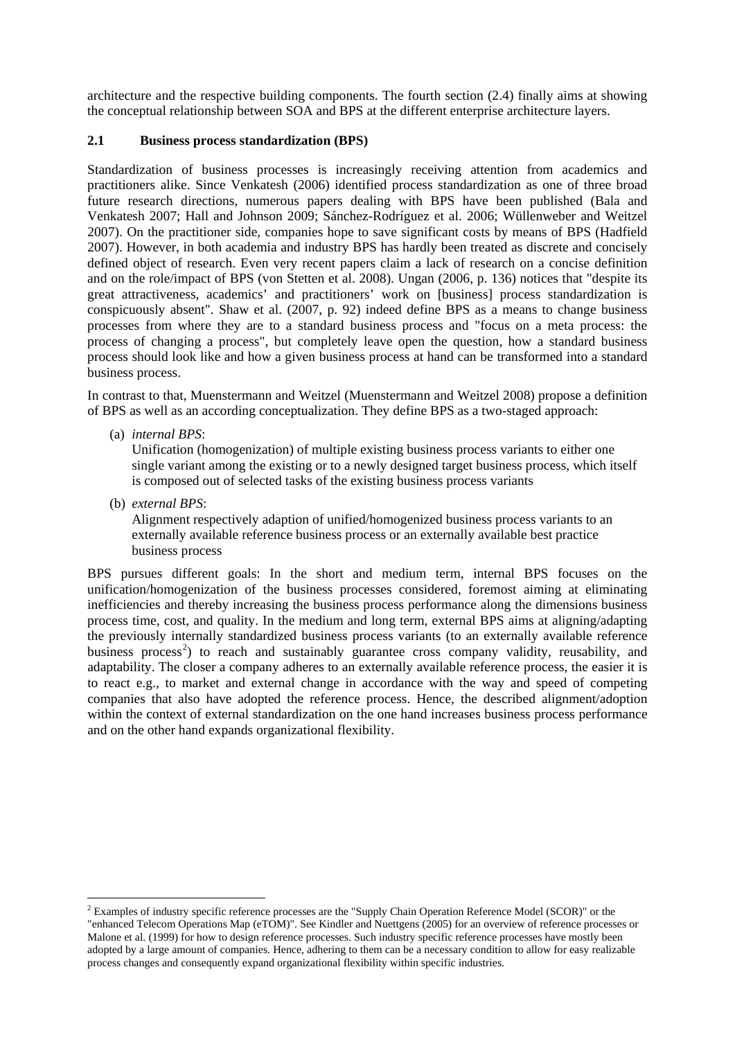architecture and the respective building components. The fourth section (2.4) finally aims at showing the conceptual relationship between SOA and BPS at the different enterprise architecture layers.

## 2.1 Business process standardization (BPS)

Standardization of business processes is increasingly receiving attention from academics and practitioners alike. Since Venkatesh (2006) identified process standardization as one of three broad future research directions, numerous papers dealing with BPS have been published (Bala and Venkatesh 2007; Hall and Johnson 2009; Sánchez-Rodríguez et al. 2006; Wüllenweber and Weitzel 2007). On the practitioner side, companies hope to save significant costs by means of BPS (Hadfield 2007). However, in both academia and industry BPS has hardly been treated as discrete and concisely defined object of research. Even very recent papers claim a lack of research on a concise definition and on the role/impact of BPS (von Stetten et al. 2008). Ungan (2006, p. 136) notices that "despite its great attractiveness, academics' and practitioners' work on [business] process standardization is conspicuously absent". Shaw et al. (2007, p. 92) indeed define BPS as a means to change business processes from where they are to a standard business process and "focus on a meta process: the process of changing a process", but completely leave open the question, how a standard business process should look like and how a given business process at hand can be transformed into a standard business process.

In contrast to that, Muenstermann and Weitzel (Muenstermann and Weitzel 2008) propose a definition of BPS as well as an according conceptualization. They define BPS as a two-staged approach:

(a) *internal BPS*:
Unification (homogenization) of multiple existing business process variants to either one single variant among the existing or to a newly designed target business process, which itself is composed out of selected tasks of the existing business process variants

(b) *external BPS*:
Alignment respectively adaption of unified/homogenized business process variants to an externally available reference business process or an externally available best practice business process

BPS pursues different goals: In the short and medium term, internal BPS focuses on the unification/homogenization of the business processes considered, foremost aiming at eliminating inefficiencies and thereby increasing the business process performance along the dimensions business process time, cost, and quality. In the medium and long term, external BPS aims at aligning/adapting the previously internally standardized business process variants (to an externally available reference business process[2]) to reach and sustainably guarantee cross company validity, reusability, and adaptability. The closer a company adheres to an externally available reference process, the easier it is to react e.g., to market and external change in accordance with the way and speed of competing companies that also have adopted the reference process. Hence, the described alignment/adoption within the context of external standardization on the one hand increases business process performance and on the other hand expands organizational flexibility.

---

[2] Examples of industry specific reference processes are the "Supply Chain Operation Reference Model (SCOR)" or the "enhanced Telecom Operations Map (eTOM)". See Kindler and Nuettgens (2005) for an overview of reference processes or Malone et al. (1999) for how to design reference processes. Such industry specific reference processes have mostly been adopted by a large amount of companies. Hence, adhering to them can be a necessary condition to allow for easy realizable process changes and consequently expand organizational flexibility within specific industries.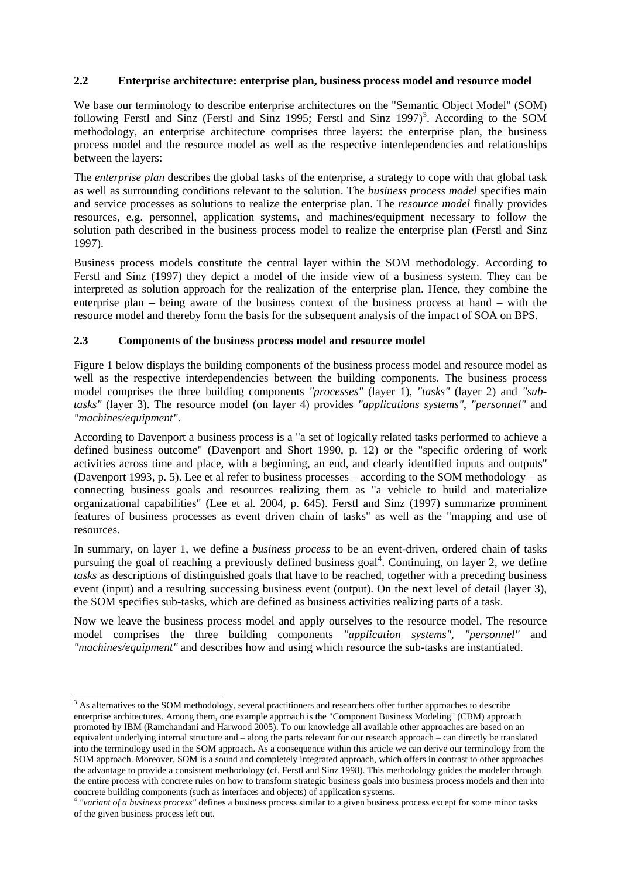### 2.2 Enterprise architecture: enterprise plan, business process model and resource model

We base our terminology to describe enterprise architectures on the "Semantic Object Model" (SOM) following Ferstl and Sinz (Ferstl and Sinz 1995; Ferstl and Sinz 1997)[3]. According to the SOM methodology, an enterprise architecture comprises three layers: the enterprise plan, the business process model and the resource model as well as the respective interdependencies and relationships between the layers:

The *enterprise plan* describes the global tasks of the enterprise, a strategy to cope with that global task as well as surrounding conditions relevant to the solution. The *business process model* specifies main and service processes as solutions to realize the enterprise plan. The *resource model* finally provides resources, e.g. personnel, application systems, and machines/equipment necessary to follow the solution path described in the business process model to realize the enterprise plan (Ferstl and Sinz 1997).

Business process models constitute the central layer within the SOM methodology. According to Ferstl and Sinz (1997) they depict a model of the inside view of a business system. They can be interpreted as solution approach for the realization of the enterprise plan. Hence, they combine the enterprise plan – being aware of the business context of the business process at hand – with the resource model and thereby form the basis for the subsequent analysis of the impact of SOA on BPS.

### 2.3 Components of the business process model and resource model

Figure 1 below displays the building components of the business process model and resource model as well as the respective interdependencies between the building components. The business process model comprises the three building components *"processes"* (layer 1), *"tasks"* (layer 2) and *"sub-tasks"* (layer 3). The resource model (on layer 4) provides *"applications systems"*, *"personnel"* and *"machines/equipment"*.

According to Davenport a business process is a "a set of logically related tasks performed to achieve a defined business outcome" (Davenport and Short 1990, p. 12) or the "specific ordering of work activities across time and place, with a beginning, an end, and clearly identified inputs and outputs" (Davenport 1993, p. 5). Lee et al refer to business processes – according to the SOM methodology – as connecting business goals and resources realizing them as "a vehicle to build and materialize organizational capabilities" (Lee et al. 2004, p. 645). Ferstl and Sinz (1997) summarize prominent features of business processes as event driven chain of tasks" as well as the "mapping and use of resources.

In summary, on layer 1, we define a *business process* to be an event-driven, ordered chain of tasks pursuing the goal of reaching a previously defined business goal[4]. Continuing, on layer 2, we define *tasks* as descriptions of distinguished goals that have to be reached, together with a preceding business event (input) and a resulting successing business event (output). On the next level of detail (layer 3), the SOM specifies sub-tasks, which are defined as business activities realizing parts of a task.

Now we leave the business process model and apply ourselves to the resource model. The resource model comprises the three building components *"application systems"*, *"personnel"* and *"machines/equipment"* and describes how and using which resource the sub-tasks are instantiated.

---

[3] As alternatives to the SOM methodology, several practitioners and researchers offer further approaches to describe enterprise architectures. Among them, one example approach is the "Component Business Modeling" (CBM) approach promoted by IBM (Ramchandani and Harwood 2005). To our knowledge all available other approaches are based on an equivalent underlying internal structure and – along the parts relevant for our research approach – can directly be translated into the terminology used in the SOM approach. As a consequence within this article we can derive our terminology from the SOM approach. Moreover, SOM is a sound and completely integrated approach, which offers in contrast to other approaches the advantage to provide a consistent methodology (cf. Ferstl and Sinz 1998). This methodology guides the modeler through the entire process with concrete rules on how to transform strategic business goals into business process models and then into concrete building components (such as interfaces and objects) of application systems.

[4] *"variant of a business process"* defines a business process similar to a given business process except for some minor tasks of the given business process left out.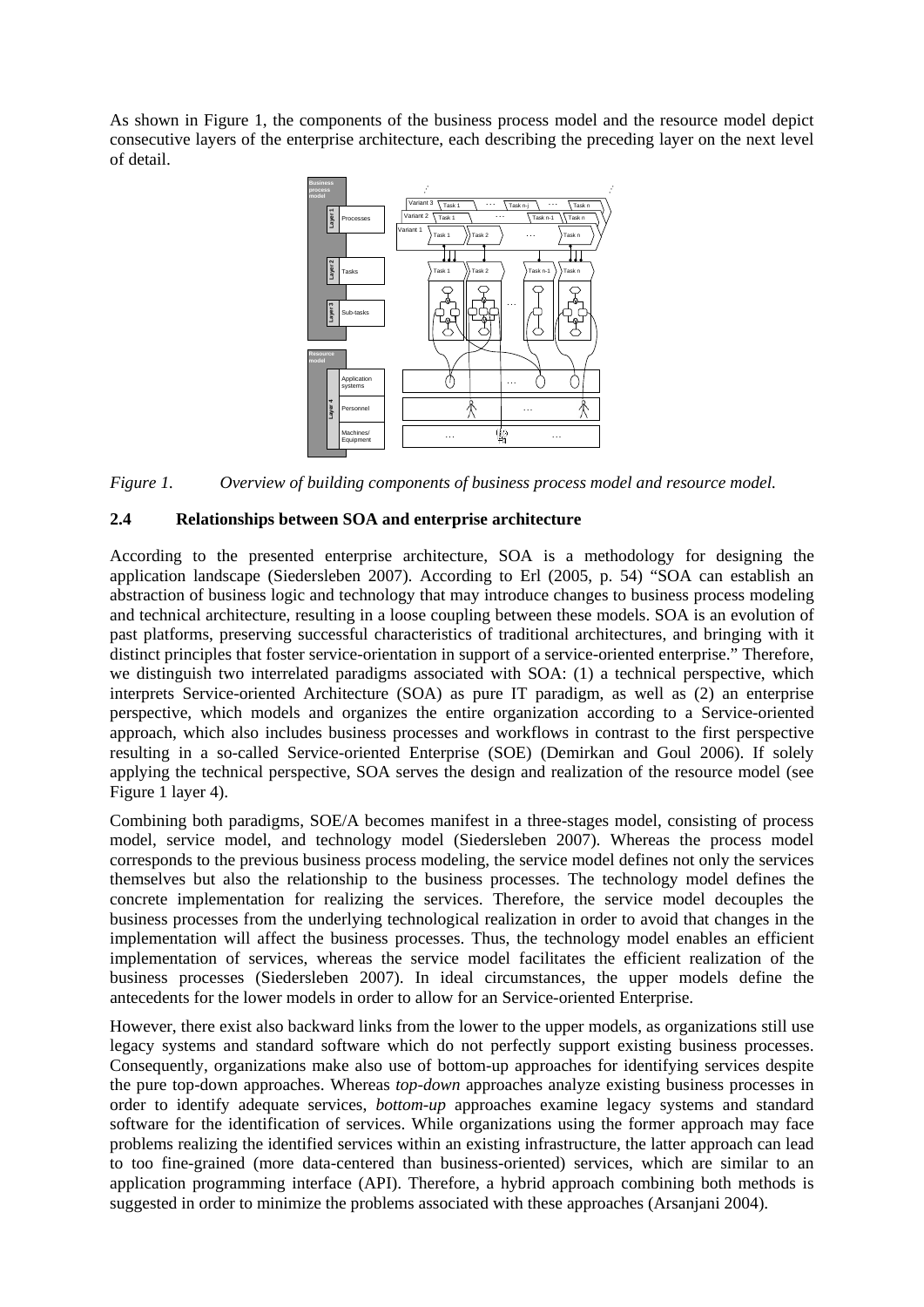As shown in Figure 1, the components of the business process model and the resource model depict consecutive layers of the enterprise architecture, each describing the preceding layer on the next level of detail.

*Figure 1. Overview of building components of business process model and resource model.*

### 2.4 Relationships between SOA and enterprise architecture

According to the presented enterprise architecture, SOA is a methodology for designing the application landscape (Siedersleben 2007). According to Erl (2005, p. 54) "SOA can establish an abstraction of business logic and technology that may introduce changes to business process modeling and technical architecture, resulting in a loose coupling between these models. SOA is an evolution of past platforms, preserving successful characteristics of traditional architectures, and bringing with it distinct principles that foster service-orientation in support of a service-oriented enterprise." Therefore, we distinguish two interrelated paradigms associated with SOA: (1) a technical perspective, which interprets Service-oriented Architecture (SOA) as pure IT paradigm, as well as (2) an enterprise perspective, which models and organizes the entire organization according to a Service-oriented approach, which also includes business processes and workflows in contrast to the first perspective resulting in a so-called Service-oriented Enterprise (SOE) (Demirkan and Goul 2006). If solely applying the technical perspective, SOA serves the design and realization of the resource model (see Figure 1 layer 4).

Combining both paradigms, SOE/A becomes manifest in a three-stages model, consisting of process model, service model, and technology model (Siedersleben 2007). Whereas the process model corresponds to the previous business process modeling, the service model defines not only the services themselves but also the relationship to the business processes. The technology model defines the concrete implementation for realizing the services. Therefore, the service model decouples the business processes from the underlying technological realization in order to avoid that changes in the implementation will affect the business processes. Thus, the technology model enables an efficient implementation of services, whereas the service model facilitates the efficient realization of the business processes (Siedersleben 2007). In ideal circumstances, the upper models define the antecedents for the lower models in order to allow for an Service-oriented Enterprise.

However, there exist also backward links from the lower to the upper models, as organizations still use legacy systems and standard software which do not perfectly support existing business processes. Consequently, organizations make also use of bottom-up approaches for identifying services despite the pure top-down approaches. Whereas *top-down* approaches analyze existing business processes in order to identify adequate services, *bottom-up* approaches examine legacy systems and standard software for the identification of services. While organizations using the former approach may face problems realizing the identified services within an existing infrastructure, the latter approach can lead to too fine-grained (more data-centered than business-oriented) services, which are similar to an application programming interface (API). Therefore, a hybrid approach combining both methods is suggested in order to minimize the problems associated with these approaches (Arsanjani 2004).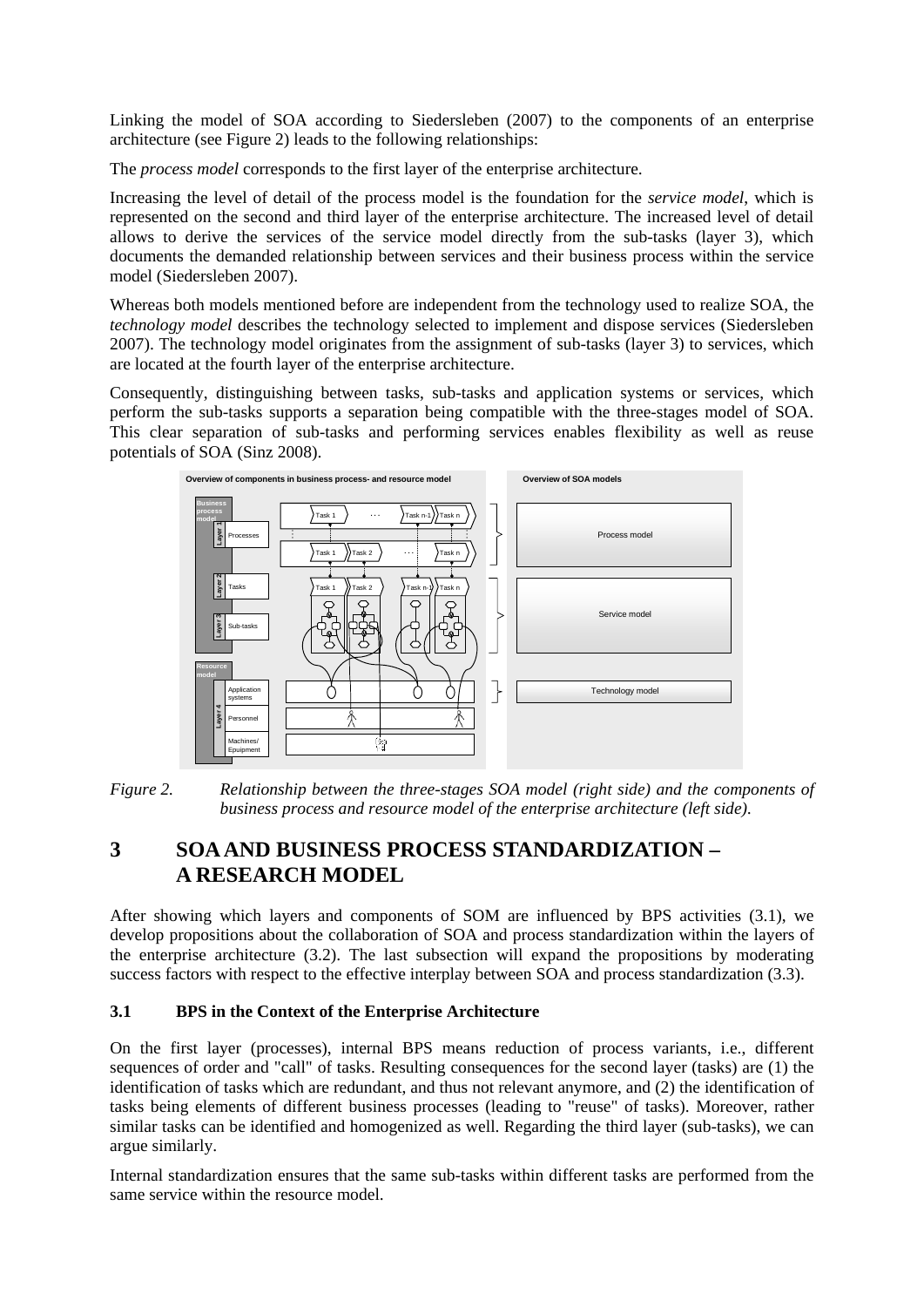Linking the model of SOA according to Siedersleben (2007) to the components of an enterprise architecture (see Figure 2) leads to the following relationships:

The *process model* corresponds to the first layer of the enterprise architecture.

Increasing the level of detail of the process model is the foundation for the *service model*, which is represented on the second and third layer of the enterprise architecture. The increased level of detail allows to derive the services of the service model directly from the sub-tasks (layer 3), which documents the demanded relationship between services and their business process within the service model (Siedersleben 2007).

Whereas both models mentioned before are independent from the technology used to realize SOA, the *technology model* describes the technology selected to implement and dispose services (Siedersleben 2007). The technology model originates from the assignment of sub-tasks (layer 3) to services, which are located at the fourth layer of the enterprise architecture.

Consequently, distinguishing between tasks, sub-tasks and application systems or services, which perform the sub-tasks supports a separation being compatible with the three-stages model of SOA. This clear separation of sub-tasks and performing services enables flexibility as well as reuse potentials of SOA (Sinz 2008).

*Figure 2. Relationship between the three-stages SOA model (right side) and the components of business process and resource model of the enterprise architecture (left side).*

# 3 SOA AND BUSINESS PROCESS STANDARDIZATION – A RESEARCH MODEL

After showing which layers and components of SOM are influenced by BPS activities (3.1), we develop propositions about the collaboration of SOA and process standardization within the layers of the enterprise architecture (3.2). The last subsection will expand the propositions by moderating success factors with respect to the effective interplay between SOA and process standardization (3.3).

## 3.1 BPS in the Context of the Enterprise Architecture

On the first layer (processes), internal BPS means reduction of process variants, i.e., different sequences of order and "call" of tasks. Resulting consequences for the second layer (tasks) are (1) the identification of tasks which are redundant, and thus not relevant anymore, and (2) the identification of tasks being elements of different business processes (leading to "reuse" of tasks). Moreover, rather similar tasks can be identified and homogenized as well. Regarding the third layer (sub-tasks), we can argue similarly.

Internal standardization ensures that the same sub-tasks within different tasks are performed from the same service within the resource model.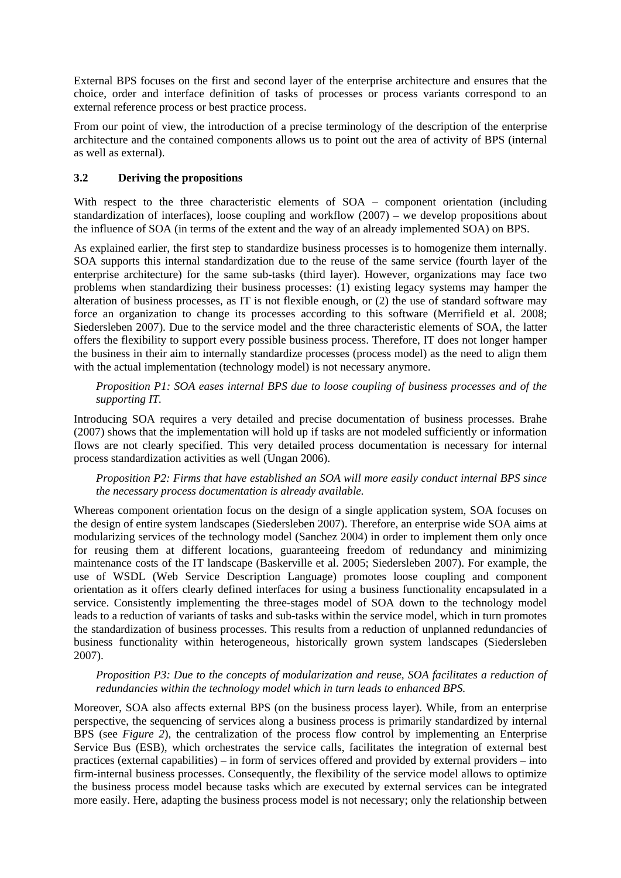External BPS focuses on the first and second layer of the enterprise architecture and ensures that the choice, order and interface definition of tasks of processes or process variants correspond to an external reference process or best practice process.

From our point of view, the introduction of a precise terminology of the description of the enterprise architecture and the contained components allows us to point out the area of activity of BPS (internal as well as external).

### 3.2 Deriving the propositions

With respect to the three characteristic elements of SOA – component orientation (including standardization of interfaces), loose coupling and workflow (2007) – we develop propositions about the influence of SOA (in terms of the extent and the way of an already implemented SOA) on BPS.

As explained earlier, the first step to standardize business processes is to homogenize them internally. SOA supports this internal standardization due to the reuse of the same service (fourth layer of the enterprise architecture) for the same sub-tasks (third layer). However, organizations may face two problems when standardizing their business processes: (1) existing legacy systems may hamper the alteration of business processes, as IT is not flexible enough, or (2) the use of standard software may force an organization to change its processes according to this software (Merrifield et al. 2008; Siedersleben 2007). Due to the service model and the three characteristic elements of SOA, the latter offers the flexibility to support every possible business process. Therefore, IT does not longer hamper the business in their aim to internally standardize processes (process model) as the need to align them with the actual implementation (technology model) is not necessary anymore.

> *Proposition P1: SOA eases internal BPS due to loose coupling of business processes and of the supporting IT.*

Introducing SOA requires a very detailed and precise documentation of business processes. Brahe (2007) shows that the implementation will hold up if tasks are not modeled sufficiently or information flows are not clearly specified. This very detailed process documentation is necessary for internal process standardization activities as well (Ungan 2006).

> *Proposition P2: Firms that have established an SOA will more easily conduct internal BPS since the necessary process documentation is already available.*

Whereas component orientation focus on the design of a single application system, SOA focuses on the design of entire system landscapes (Siedersleben 2007). Therefore, an enterprise wide SOA aims at modularizing services of the technology model (Sanchez 2004) in order to implement them only once for reusing them at different locations, guaranteeing freedom of redundancy and minimizing maintenance costs of the IT landscape (Baskerville et al. 2005; Siedersleben 2007). For example, the use of WSDL (Web Service Description Language) promotes loose coupling and component orientation as it offers clearly defined interfaces for using a business functionality encapsulated in a service. Consistently implementing the three-stages model of SOA down to the technology model leads to a reduction of variants of tasks and sub-tasks within the service model, which in turn promotes the standardization of business processes. This results from a reduction of unplanned redundancies of business functionality within heterogeneous, historically grown system landscapes (Siedersleben 2007).

> *Proposition P3: Due to the concepts of modularization and reuse, SOA facilitates a reduction of redundancies within the technology model which in turn leads to enhanced BPS.*

Moreover, SOA also affects external BPS (on the business process layer). While, from an enterprise perspective, the sequencing of services along a business process is primarily standardized by internal BPS (see *Figure 2*), the centralization of the process flow control by implementing an Enterprise Service Bus (ESB), which orchestrates the service calls, facilitates the integration of external best practices (external capabilities) – in form of services offered and provided by external providers – into firm-internal business processes. Consequently, the flexibility of the service model allows to optimize the business process model because tasks which are executed by external services can be integrated more easily. Here, adapting the business process model is not necessary; only the relationship between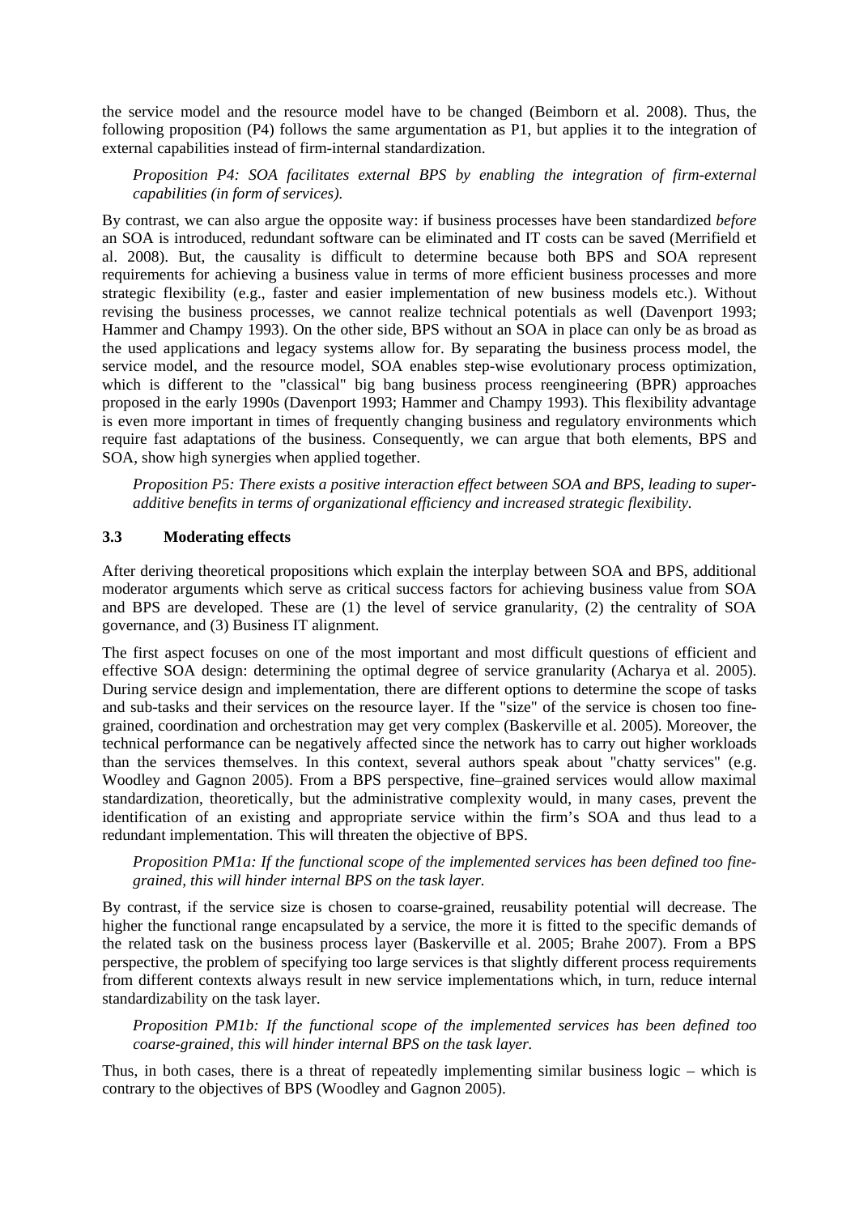the service model and the resource model have to be changed (Beimborn et al. 2008). Thus, the following proposition (P4) follows the same argumentation as P1, but applies it to the integration of external capabilities instead of firm-internal standardization.

*Proposition P4: SOA facilitates external BPS by enabling the integration of firm-external capabilities (in form of services).*

By contrast, we can also argue the opposite way: if business processes have been standardized *before* an SOA is introduced, redundant software can be eliminated and IT costs can be saved (Merrifield et al. 2008). But, the causality is difficult to determine because both BPS and SOA represent requirements for achieving a business value in terms of more efficient business processes and more strategic flexibility (e.g., faster and easier implementation of new business models etc.). Without revising the business processes, we cannot realize technical potentials as well (Davenport 1993; Hammer and Champy 1993). On the other side, BPS without an SOA in place can only be as broad as the used applications and legacy systems allow for. By separating the business process model, the service model, and the resource model, SOA enables step-wise evolutionary process optimization, which is different to the "classical" big bang business process reengineering (BPR) approaches proposed in the early 1990s (Davenport 1993; Hammer and Champy 1993). This flexibility advantage is even more important in times of frequently changing business and regulatory environments which require fast adaptations of the business. Consequently, we can argue that both elements, BPS and SOA, show high synergies when applied together.

*Proposition P5: There exists a positive interaction effect between SOA and BPS, leading to super-additive benefits in terms of organizational efficiency and increased strategic flexibility.*

### 3.3 Moderating effects

After deriving theoretical propositions which explain the interplay between SOA and BPS, additional moderator arguments which serve as critical success factors for achieving business value from SOA and BPS are developed. These are (1) the level of service granularity, (2) the centrality of SOA governance, and (3) Business IT alignment.

The first aspect focuses on one of the most important and most difficult questions of efficient and effective SOA design: determining the optimal degree of service granularity (Acharya et al. 2005). During service design and implementation, there are different options to determine the scope of tasks and sub-tasks and their services on the resource layer. If the "size" of the service is chosen too fine-grained, coordination and orchestration may get very complex (Baskerville et al. 2005). Moreover, the technical performance can be negatively affected since the network has to carry out higher workloads than the services themselves. In this context, several authors speak about "chatty services" (e.g. Woodley and Gagnon 2005). From a BPS perspective, fine–grained services would allow maximal standardization, theoretically, but the administrative complexity would, in many cases, prevent the identification of an existing and appropriate service within the firm's SOA and thus lead to a redundant implementation. This will threaten the objective of BPS.

*Proposition PM1a: If the functional scope of the implemented services has been defined too fine-grained, this will hinder internal BPS on the task layer.*

By contrast, if the service size is chosen to coarse-grained, reusability potential will decrease. The higher the functional range encapsulated by a service, the more it is fitted to the specific demands of the related task on the business process layer (Baskerville et al. 2005; Brahe 2007). From a BPS perspective, the problem of specifying too large services is that slightly different process requirements from different contexts always result in new service implementations which, in turn, reduce internal standardizability on the task layer.

*Proposition PM1b: If the functional scope of the implemented services has been defined too coarse-grained, this will hinder internal BPS on the task layer.*

Thus, in both cases, there is a threat of repeatedly implementing similar business logic – which is contrary to the objectives of BPS (Woodley and Gagnon 2005).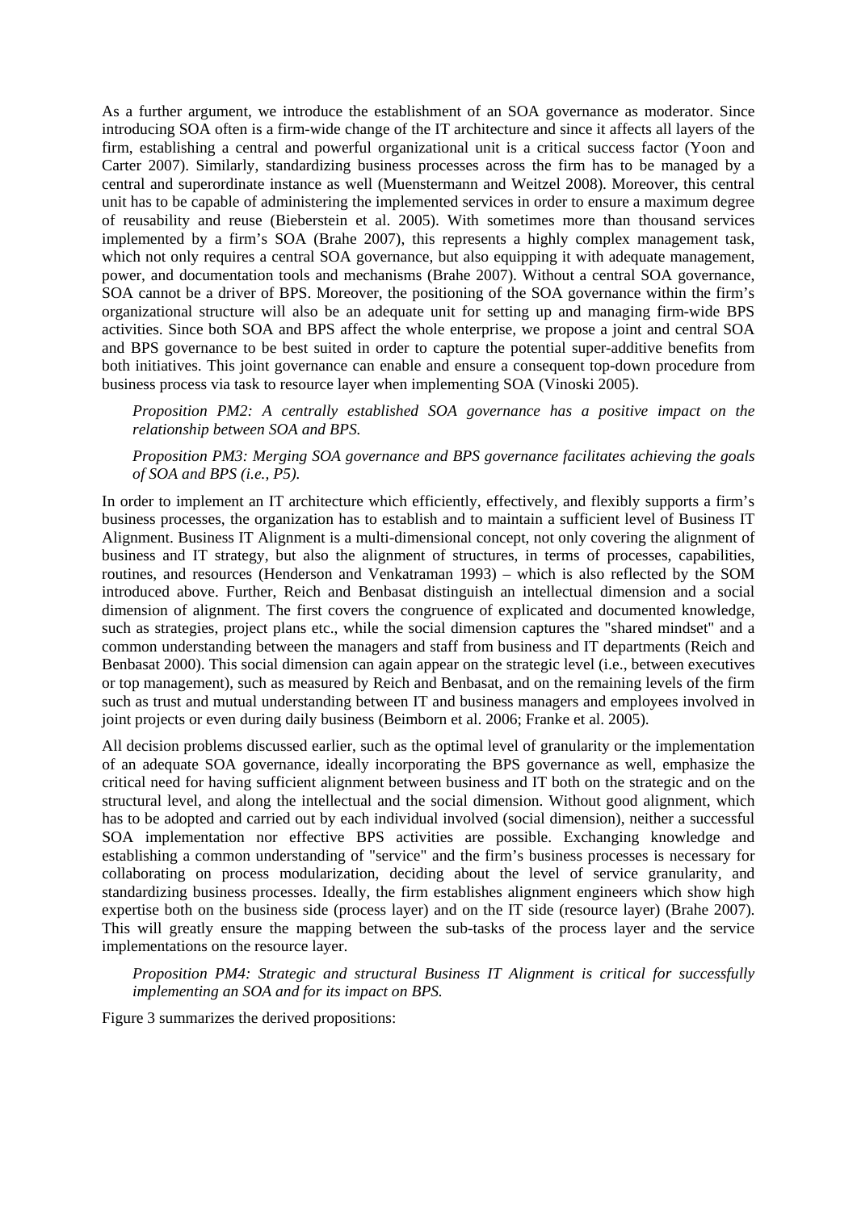As a further argument, we introduce the establishment of an SOA governance as moderator. Since introducing SOA often is a firm-wide change of the IT architecture and since it affects all layers of the firm, establishing a central and powerful organizational unit is a critical success factor (Yoon and Carter 2007). Similarly, standardizing business processes across the firm has to be managed by a central and superordinate instance as well (Muenstermann and Weitzel 2008). Moreover, this central unit has to be capable of administering the implemented services in order to ensure a maximum degree of reusability and reuse (Bieberstein et al. 2005). With sometimes more than thousand services implemented by a firm's SOA (Brahe 2007), this represents a highly complex management task, which not only requires a central SOA governance, but also equipping it with adequate management, power, and documentation tools and mechanisms (Brahe 2007). Without a central SOA governance, SOA cannot be a driver of BPS. Moreover, the positioning of the SOA governance within the firm's organizational structure will also be an adequate unit for setting up and managing firm-wide BPS activities. Since both SOA and BPS affect the whole enterprise, we propose a joint and central SOA and BPS governance to be best suited in order to capture the potential super-additive benefits from both initiatives. This joint governance can enable and ensure a consequent top-down procedure from business process via task to resource layer when implementing SOA (Vinoski 2005).

*Proposition PM2: A centrally established SOA governance has a positive impact on the relationship between SOA and BPS.*

*Proposition PM3: Merging SOA governance and BPS governance facilitates achieving the goals of SOA and BPS (i.e., P5).*

In order to implement an IT architecture which efficiently, effectively, and flexibly supports a firm's business processes, the organization has to establish and to maintain a sufficient level of Business IT Alignment. Business IT Alignment is a multi-dimensional concept, not only covering the alignment of business and IT strategy, but also the alignment of structures, in terms of processes, capabilities, routines, and resources (Henderson and Venkatraman 1993) – which is also reflected by the SOM introduced above. Further, Reich and Benbasat distinguish an intellectual dimension and a social dimension of alignment. The first covers the congruence of explicated and documented knowledge, such as strategies, project plans etc., while the social dimension captures the "shared mindset" and a common understanding between the managers and staff from business and IT departments (Reich and Benbasat 2000). This social dimension can again appear on the strategic level (i.e., between executives or top management), such as measured by Reich and Benbasat, and on the remaining levels of the firm such as trust and mutual understanding between IT and business managers and employees involved in joint projects or even during daily business (Beimborn et al. 2006; Franke et al. 2005).

All decision problems discussed earlier, such as the optimal level of granularity or the implementation of an adequate SOA governance, ideally incorporating the BPS governance as well, emphasize the critical need for having sufficient alignment between business and IT both on the strategic and on the structural level, and along the intellectual and the social dimension. Without good alignment, which has to be adopted and carried out by each individual involved (social dimension), neither a successful SOA implementation nor effective BPS activities are possible. Exchanging knowledge and establishing a common understanding of "service" and the firm's business processes is necessary for collaborating on process modularization, deciding about the level of service granularity, and standardizing business processes. Ideally, the firm establishes alignment engineers which show high expertise both on the business side (process layer) and on the IT side (resource layer) (Brahe 2007). This will greatly ensure the mapping between the sub-tasks of the process layer and the service implementations on the resource layer.

*Proposition PM4: Strategic and structural Business IT Alignment is critical for successfully implementing an SOA and for its impact on BPS.*

Figure 3 summarizes the derived propositions: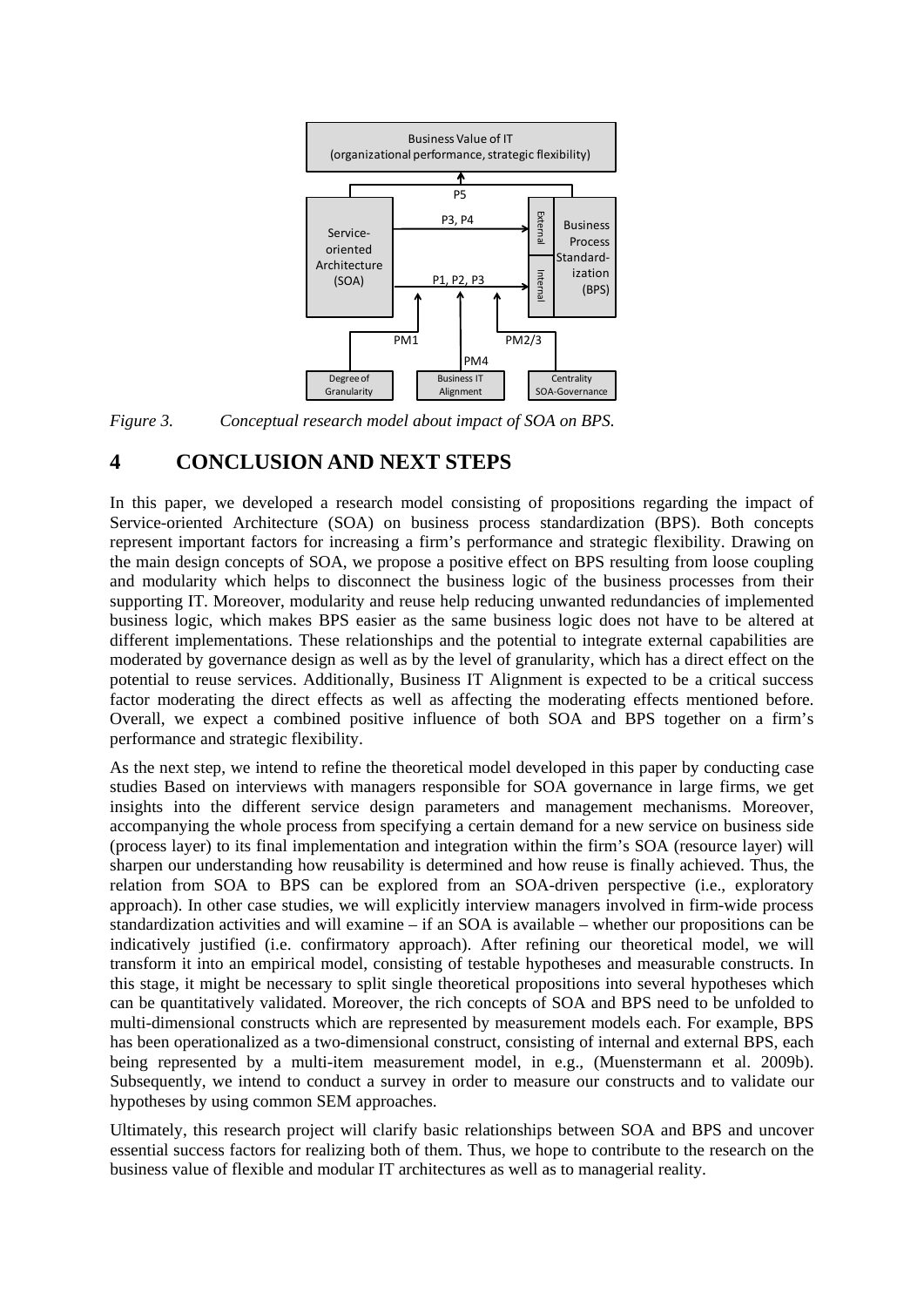Figure 3. Conceptual research model about impact of SOA on BPS.

# 4 CONCLUSION AND NEXT STEPS

In this paper, we developed a research model consisting of propositions regarding the impact of Service-oriented Architecture (SOA) on business process standardization (BPS). Both concepts represent important factors for increasing a firm's performance and strategic flexibility. Drawing on the main design concepts of SOA, we propose a positive effect on BPS resulting from loose coupling and modularity which helps to disconnect the business logic of the business processes from their supporting IT. Moreover, modularity and reuse help reducing unwanted redundancies of implemented business logic, which makes BPS easier as the same business logic does not have to be altered at different implementations. These relationships and the potential to integrate external capabilities are moderated by governance design as well as by the level of granularity, which has a direct effect on the potential to reuse services. Additionally, Business IT Alignment is expected to be a critical success factor moderating the direct effects as well as affecting the moderating effects mentioned before. Overall, we expect a combined positive influence of both SOA and BPS together on a firm's performance and strategic flexibility.

As the next step, we intend to refine the theoretical model developed in this paper by conducting case studies Based on interviews with managers responsible for SOA governance in large firms, we get insights into the different service design parameters and management mechanisms. Moreover, accompanying the whole process from specifying a certain demand for a new service on business side (process layer) to its final implementation and integration within the firm's SOA (resource layer) will sharpen our understanding how reusability is determined and how reuse is finally achieved. Thus, the relation from SOA to BPS can be explored from an SOA-driven perspective (i.e., exploratory approach). In other case studies, we will explicitly interview managers involved in firm-wide process standardization activities and will examine – if an SOA is available – whether our propositions can be indicatively justified (i.e. confirmatory approach). After refining our theoretical model, we will transform it into an empirical model, consisting of testable hypotheses and measurable constructs. In this stage, it might be necessary to split single theoretical propositions into several hypotheses which can be quantitatively validated. Moreover, the rich concepts of SOA and BPS need to be unfolded to multi-dimensional constructs which are represented by measurement models each. For example, BPS has been operationalized as a two-dimensional construct, consisting of internal and external BPS, each being represented by a multi-item measurement model, in e.g., (Muenstermann et al. 2009b). Subsequently, we intend to conduct a survey in order to measure our constructs and to validate our hypotheses by using common SEM approaches.

Ultimately, this research project will clarify basic relationships between SOA and BPS and uncover essential success factors for realizing both of them. Thus, we hope to contribute to the research on the business value of flexible and modular IT architectures as well as to managerial reality.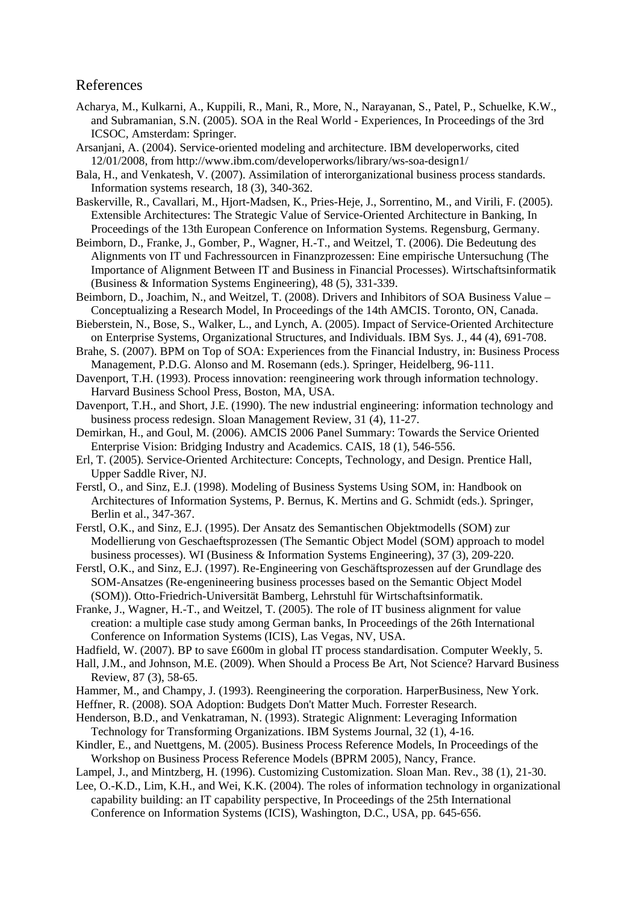## References

Acharya, M., Kulkarni, A., Kuppili, R., Mani, R., More, N., Narayanan, S., Patel, P., Schuelke, K.W., and Subramanian, S.N. (2005). SOA in the Real World - Experiences, In Proceedings of the 3rd ICSOC, Amsterdam: Springer.

Arsanjani, A. (2004). Service-oriented modeling and architecture. IBM developerworks, cited 12/01/2008, from http://www.ibm.com/developerworks/library/ws-soa-design1/

Bala, H., and Venkatesh, V. (2007). Assimilation of interorganizational business process standards. Information systems research, 18 (3), 340-362.

Baskerville, R., Cavallari, M., Hjort-Madsen, K., Pries-Heje, J., Sorrentino, M., and Virili, F. (2005). Extensible Architectures: The Strategic Value of Service-Oriented Architecture in Banking, In Proceedings of the 13th European Conference on Information Systems. Regensburg, Germany.

Beimborn, D., Franke, J., Gomber, P., Wagner, H.-T., and Weitzel, T. (2006). Die Bedeutung des Alignments von IT und Fachressourcen in Finanzprozessen: Eine empirische Untersuchung (The Importance of Alignment Between IT and Business in Financial Processes). Wirtschaftsinformatik (Business & Information Systems Engineering), 48 (5), 331-339.

Beimborn, D., Joachim, N., and Weitzel, T. (2008). Drivers and Inhibitors of SOA Business Value – Conceptualizing a Research Model, In Proceedings of the 14th AMCIS. Toronto, ON, Canada.

Bieberstein, N., Bose, S., Walker, L., and Lynch, A. (2005). Impact of Service-Oriented Architecture on Enterprise Systems, Organizational Structures, and Individuals. IBM Sys. J., 44 (4), 691-708.

Brahe, S. (2007). BPM on Top of SOA: Experiences from the Financial Industry, in: Business Process Management, P.D.G. Alonso and M. Rosemann (eds.). Springer, Heidelberg, 96-111.

Davenport, T.H. (1993). Process innovation: reengineering work through information technology. Harvard Business School Press, Boston, MA, USA.

Davenport, T.H., and Short, J.E. (1990). The new industrial engineering: information technology and business process redesign. Sloan Management Review, 31 (4), 11-27.

Demirkan, H., and Goul, M. (2006). AMCIS 2006 Panel Summary: Towards the Service Oriented Enterprise Vision: Bridging Industry and Academics. CAIS, 18 (1), 546-556.

Erl, T. (2005). Service-Oriented Architecture: Concepts, Technology, and Design. Prentice Hall, Upper Saddle River, NJ.

Ferstl, O., and Sinz, E.J. (1998). Modeling of Business Systems Using SOM, in: Handbook on Architectures of Information Systems, P. Bernus, K. Mertins and G. Schmidt (eds.). Springer, Berlin et al., 347-367.

Ferstl, O.K., and Sinz, E.J. (1995). Der Ansatz des Semantischen Objektmodells (SOM) zur Modellierung von Geschaeftsprozessen (The Semantic Object Model (SOM) approach to model business processes). WI (Business & Information Systems Engineering), 37 (3), 209-220.

Ferstl, O.K., and Sinz, E.J. (1997). Re-Engineering von Geschäftsprozessen auf der Grundlage des SOM-Ansatzes (Re-engenineering business processes based on the Semantic Object Model (SOM)). Otto-Friedrich-Universität Bamberg, Lehrstuhl für Wirtschaftsinformatik.

Franke, J., Wagner, H.-T., and Weitzel, T. (2005). The role of IT business alignment for value creation: a multiple case study among German banks, In Proceedings of the 26th International Conference on Information Systems (ICIS), Las Vegas, NV, USA.

Hadfield, W. (2007). BP to save £600m in global IT process standardisation. Computer Weekly, 5.

Hall, J.M., and Johnson, M.E. (2009). When Should a Process Be Art, Not Science? Harvard Business Review, 87 (3), 58-65.

Hammer, M., and Champy, J. (1993). Reengineering the corporation. HarperBusiness, New York.

Heffner, R. (2008). SOA Adoption: Budgets Don't Matter Much. Forrester Research.

Henderson, B.D., and Venkatraman, N. (1993). Strategic Alignment: Leveraging Information Technology for Transforming Organizations. IBM Systems Journal, 32 (1), 4-16.

Kindler, E., and Nuettgens, M. (2005). Business Process Reference Models, In Proceedings of the Workshop on Business Process Reference Models (BPRM 2005), Nancy, France.

Lampel, J., and Mintzberg, H. (1996). Customizing Customization. Sloan Man. Rev., 38 (1), 21-30.

Lee, O.-K.D., Lim, K.H., and Wei, K.K. (2004). The roles of information technology in organizational capability building: an IT capability perspective, In Proceedings of the 25th International Conference on Information Systems (ICIS), Washington, D.C., USA, pp. 645-656.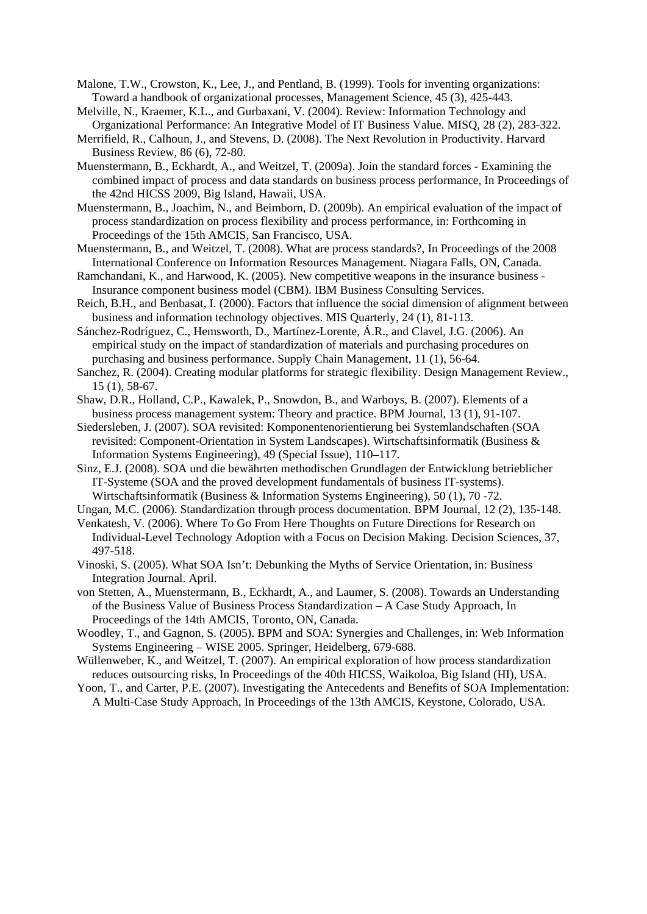Malone, T.W., Crowston, K., Lee, J., and Pentland, B. (1999). Tools for inventing organizations: Toward a handbook of organizational processes, Management Science, 45 (3), 425-443.

Melville, N., Kraemer, K.L., and Gurbaxani, V. (2004). Review: Information Technology and Organizational Performance: An Integrative Model of IT Business Value. MISQ, 28 (2), 283-322.

Merrifield, R., Calhoun, J., and Stevens, D. (2008). The Next Revolution in Productivity. Harvard Business Review, 86 (6), 72-80.

Muenstermann, B., Eckhardt, A., and Weitzel, T. (2009a). Join the standard forces - Examining the combined impact of process and data standards on business process performance, In Proceedings of the 42nd HICSS 2009, Big Island, Hawaii, USA.

Muenstermann, B., Joachim, N., and Beimborn, D. (2009b). An empirical evaluation of the impact of process standardization on process flexibility and process performance, in: Forthcoming in Proceedings of the 15th AMCIS, San Francisco, USA.

Muenstermann, B., and Weitzel, T. (2008). What are process standards?, In Proceedings of the 2008 International Conference on Information Resources Management. Niagara Falls, ON, Canada.

Ramchandani, K., and Harwood, K. (2005). New competitive weapons in the insurance business - Insurance component business model (CBM). IBM Business Consulting Services.

Reich, B.H., and Benbasat, I. (2000). Factors that influence the social dimension of alignment between business and information technology objectives. MIS Quarterly, 24 (1), 81-113.

Sánchez-Rodríguez, C., Hemsworth, D., Martínez-Lorente, Á.R., and Clavel, J.G. (2006). An empirical study on the impact of standardization of materials and purchasing procedures on purchasing and business performance. Supply Chain Management, 11 (1), 56-64.

Sanchez, R. (2004). Creating modular platforms for strategic flexibility. Design Management Review., 15 (1), 58-67.

Shaw, D.R., Holland, C.P., Kawalek, P., Snowdon, B., and Warboys, B. (2007). Elements of a business process management system: Theory and practice. BPM Journal, 13 (1), 91-107.

Siedersleben, J. (2007). SOA revisited: Komponentenorientierung bei Systemlandschaften (SOA revisited: Component-Orientation in System Landscapes). Wirtschaftsinformatik (Business & Information Systems Engineering), 49 (Special Issue), 110–117.

Sinz, E.J. (2008). SOA und die bewährten methodischen Grundlagen der Entwicklung betrieblicher IT-Systeme (SOA and the proved development fundamentals of business IT-systems). Wirtschaftsinformatik (Business & Information Systems Engineering), 50 (1), 70 -72.

Ungan, M.C. (2006). Standardization through process documentation. BPM Journal, 12 (2), 135-148.

Venkatesh, V. (2006). Where To Go From Here Thoughts on Future Directions for Research on Individual-Level Technology Adoption with a Focus on Decision Making. Decision Sciences, 37, 497-518.

Vinoski, S. (2005). What SOA Isn't: Debunking the Myths of Service Orientation, in: Business Integration Journal. April.

von Stetten, A., Muenstermann, B., Eckhardt, A., and Laumer, S. (2008). Towards an Understanding of the Business Value of Business Process Standardization – A Case Study Approach, In Proceedings of the 14th AMCIS, Toronto, ON, Canada.

Woodley, T., and Gagnon, S. (2005). BPM and SOA: Synergies and Challenges, in: Web Information Systems Engineering – WISE 2005. Springer, Heidelberg, 679-688.

Wüllenweber, K., and Weitzel, T. (2007). An empirical exploration of how process standardization reduces outsourcing risks, In Proceedings of the 40th HICSS, Waikoloa, Big Island (HI), USA.

Yoon, T., and Carter, P.E. (2007). Investigating the Antecedents and Benefits of SOA Implementation: A Multi-Case Study Approach, In Proceedings of the 13th AMCIS, Keystone, Colorado, USA.